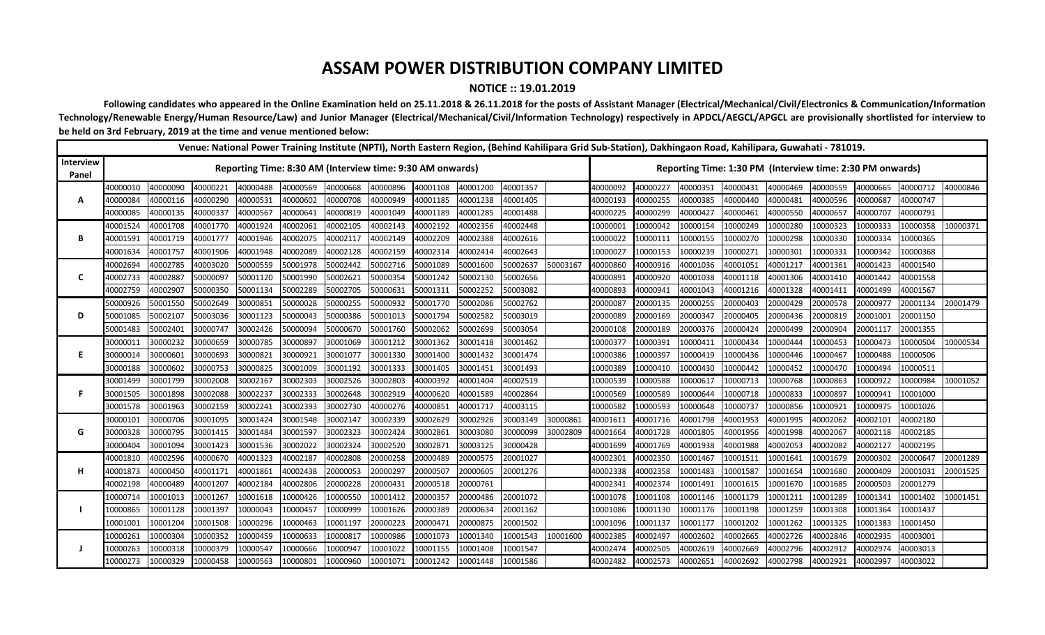# ASSAM POWER DISTRIBUTION COMPANY LIMITED

**NOTICE :: 19.01.2019**

**Following candidates who appeared in the Online Examination held on 25.11.2018 & 26.11.2018 for the posts of Assistant Manager (Electrical/Mechanical/Civil/Electronics & Communication/Information Technology/Renewable Energy/Human Resource/Law) and Junior Manager (Electrical/Mechanical/Civil/Information Technology) respectively in APDCL/AEGCL/APGCL are provisionally shortlisted for interview to be held on 3rd February, 2019 at the time and venue mentioned below:**

| Venue: National Power Training Institute (NPTI), North Eastern Region, (Behind Kahilipara Grid Sub-Station), Dakhingaon Road, Kahilipara, Guwahati - 781019. | | | | | | | | | | | | | | | | | | | | |
|---|---|---|---|---|---|---|---|---|---|---|---|---|---|---|---|---|---|---|---|---|
| **Interview Panel** | **Reporting Time: 8:30 AM (Interview time: 9:30 AM onwards)** | | | | | | | | | | | **Reporting Time: 1:30 PM (Interview time: 2:30 PM onwards)** | | | | | | | | |
| | 40000010 | 40000090 | 40000221 | 40000488 | 40000569 | 40000668 | 40000896 | 40001108 | 40001200 | 40001357 | | 40000092 | 40000227 | 40000351 | 40000431 | 40000469 | 40000559 | 40000665 | 40000712 | 40000846 |
| A | 40000084 | 40000116 | 40000290 | 40000531 | 40000602 | 40000708 | 40000949 | 40001185 | 40001238 | 40001405 | | 40000193 | 40000255 | 40000385 | 40000440 | 40000481 | 40000596 | 40000687 | 40000747 | |
| | 40000085 | 40000135 | 40000337 | 40000567 | 40000641 | 40000819 | 40001049 | 40001189 | 40001285 | 40001488 | | 40000225 | 40000299 | 40000427 | 40000461 | 40000550 | 40000657 | 40000707 | 40000791 | |
| | 40001524 | 40001708 | 40001770 | 40001924 | 40002061 | 40002105 | 40002143 | 40002192 | 40002356 | 40002448 | | 10000001 | 10000042 | 10000154 | 10000249 | 10000280 | 10000323 | 10000333 | 10000358 | 10000371 |
| B | 40001591 | 40001719 | 40001777 | 40001946 | 40002075 | 40002117 | 40002149 | 40002209 | 40002388 | 40002616 | | 10000022 | 10000111 | 10000155 | 10000270 | 10000298 | 10000330 | 10000334 | 10000365 | |
| | 40001634 | 40001757 | 40001906 | 40001948 | 40002089 | 40002128 | 40002159 | 40002314 | 40002414 | 40002643 | | 10000027 | 10000153 | 10000239 | 10000271 | 10000301 | 10000331 | 10000342 | 10000368 | |
| | 40002694 | 40002785 | 40003020 | 50000559 | 50001978 | 50002442 | 50002716 | 50001089 | 50001600 | 50002637 | 50003167 | 40000860 | 40000916 | 40001036 | 40001051 | 40001217 | 40001361 | 40001423 | 40001540 | |
| C | 40002733 | 40002887 | 50000097 | 50001120 | 50001990 | 50002621 | 50000354 | 50001242 | 50002130 | 50002656 | | 40000891 | 40000920 | 40001038 | 40001118 | 40001306 | 40001410 | 40001442 | 40001558 | |
| | 40002759 | 40002907 | 50000350 | 50001134 | 50002289 | 50002705 | 50000631 | 50001311 | 50002252 | 50003082 | | 40000893 | 40000941 | 40001043 | 40001216 | 40001328 | 40001411 | 40001499 | 40001567 | |
| | 50000926 | 50001550 | 50002649 | 30000851 | 50000028 | 50000255 | 50000932 | 50001770 | 50002086 | 50002762 | | 20000087 | 20000135 | 20000255 | 20000403 | 20000429 | 20000578 | 20000977 | 20001134 | 20001479 |
| D | 50001085 | 50002107 | 50003036 | 30001123 | 50000043 | 50000386 | 50001013 | 50001794 | 50002582 | 50003019 | | 20000089 | 20000169 | 20000347 | 20000405 | 20000436 | 20000819 | 20001001 | 20001150 | |
| | 50001483 | 50002401 | 30000747 | 30002426 | 50000094 | 50000670 | 50001760 | 50002062 | 50002699 | 50003054 | | 20000108 | 20000189 | 20000376 | 20000424 | 20000499 | 20000904 | 20001117 | 20001355 | |
| | 30000011 | 30000232 | 30000659 | 30000785 | 30000897 | 30001069 | 30001212 | 30001362 | 30001418 | 30001462 | | 10000377 | 10000391 | 10000411 | 10000434 | 10000444 | 10000453 | 10000473 | 10000504 | 10000534 |
| E | 30000014 | 30000601 | 30000693 | 30000821 | 30000921 | 30001077 | 30001330 | 30001405 | 30001432 | 30001474 | | 10000386 | 10000397 | 10000419 | 10000436 | 10000446 | 10000467 | 10000488 | 10000506 | |
| | 30000188 | 30000602 | 30000753 | 30000825 | 30001009 | 30001192 | 30001333 | 30001405 | 30001451 | 30001493 | | 10000389 | 10000410 | 10000430 | 10000442 | 10000452 | 10000470 | 10000494 | 10000511 | |
| | 30001499 | 30001799 | 30002008 | 30002167 | 30002303 | 30002526 | 30002803 | 40000392 | 40001404 | 40002519 | | 10000539 | 10000588 | 10000617 | 10000713 | 10000768 | 10000863 | 10000922 | 10000984 | 10001052 |
| F | 30001505 | 30001898 | 30002088 | 30002237 | 30002333 | 30002648 | 30002919 | 40000620 | 40001589 | 40002864 | | 10000569 | 10000589 | 10000644 | 10000718 | 10000833 | 10000897 | 10000941 | 10001000 | |
| | 30001578 | 30001963 | 30002159 | 30002241 | 30002393 | 30002730 | 40000276 | 40000851 | 40001717 | 40003115 | | 10000582 | 10000593 | 10000648 | 10000737 | 10000856 | 10000921 | 10000975 | 10001026 | |
| | 30000101 | 30000706 | 30001095 | 30001424 | 30001548 | 30002147 | 30002339 | 30002629 | 30002926 | 30003149 | 30000861 | 40001611 | 40001716 | 40001798 | 40001953 | 40001995 | 40002062 | 40002101 | 40002180 | |
| G | 30000328 | 30000795 | 30001415 | 30001484 | 30001597 | 30002323 | 30002424 | 30002861 | 30003080 | 30000099 | 30002809 | 40001664 | 40001728 | 40001805 | 40001956 | 40001998 | 40002067 | 40002118 | 40002185 | |
| | 30000404 | 30001094 | 30001423 | 30001536 | 30002022 | 30002324 | 30002520 | 30002871 | 30003125 | 30000428 | | 40001699 | 40001769 | 40001938 | 40001988 | 40002053 | 40002082 | 40002127 | 40002195 | |
| | 40001810 | 40002596 | 40000670 | 40001323 | 40002187 | 40002808 | 20000258 | 20000489 | 20000575 | 20001027 | | 40002301 | 40002350 | 10001467 | 10001511 | 10001641 | 10001679 | 20000302 | 20000647 | 20001289 |
| H | 40001873 | 40000450 | 40001171 | 40001861 | 40002438 | 20000053 | 20000297 | 20000507 | 20000605 | 20001276 | | 40002338 | 40002358 | 10001483 | 10001587 | 10001654 | 10001680 | 20000409 | 20001031 | 20001525 |
| | 40002198 | 40000489 | 40001207 | 40002184 | 40002806 | 20000228 | 20000431 | 20000518 | 20000761 | | | 40002341 | 40002374 | 10001491 | 10001615 | 10001670 | 10001685 | 20000503 | 20001279 | |
| | 10000714 | 10001013 | 10001267 | 10001618 | 10000426 | 10000550 | 10001412 | 20000357 | 20000486 | 20001072 | | 10001078 | 10001108 | 10001146 | 10001179 | 10001211 | 10001289 | 10001341 | 10001402 | 10001451 |
| I | 10000865 | 10001128 | 10001397 | 10000043 | 10000457 | 10000999 | 10001626 | 20000389 | 20000634 | 20001162 | | 10001086 | 10001130 | 10001176 | 10001198 | 10001259 | 10001308 | 10001364 | 10001437 | |
| | 10001001 | 10001204 | 10001508 | 10000296 | 10000463 | 10001197 | 20000223 | 20000471 | 20000875 | 20001502 | | 10001096 | 10001137 | 10001177 | 10001202 | 10001262 | 10001325 | 10001383 | 10001450 | |
| | 10000261 | 10000304 | 10000352 | 10000459 | 10000633 | 10000817 | 10000986 | 10001073 | 10001340 | 10001543 | 10001600 | 40002385 | 40002497 | 40002602 | 40002665 | 40002726 | 40002846 | 40002935 | 40003001 | |
| J | 10000263 | 10000318 | 10000379 | 10000547 | 10000666 | 10000947 | 10001022 | 10001155 | 10001408 | 10001547 | | 40002474 | 40002505 | 40002619 | 40002669 | 40002796 | 40002912 | 40002974 | 40003013 | |
| | 10000273 | 10000329 | 10000458 | 10000563 | 10000801 | 10000960 | 10001071 | 10001242 | 10001448 | 10001586 | | 40002482 | 40002573 | 40002651 | 40002692 | 40002798 | 40002921 | 40002997 | 40003022 | |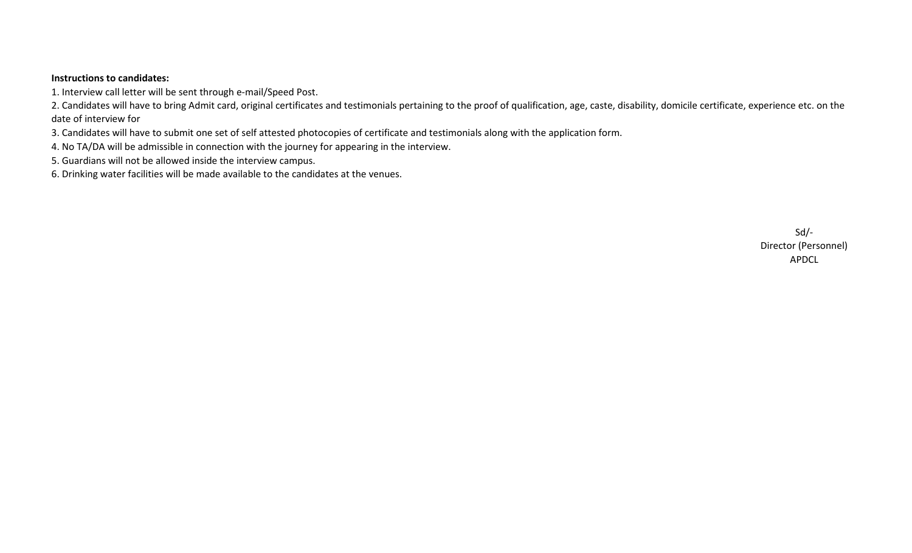**Instructions to candidates:**

1. Interview call letter will be sent through e-mail/Speed Post.
2. Candidates will have to bring Admit card, original certificates and testimonials pertaining to the proof of qualification, age, caste, disability, domicile certificate, experience etc. on the date of interview for
3. Candidates will have to submit one set of self attested photocopies of certificate and testimonials along with the application form.
4. No TA/DA will be admissible in connection with the journey for appearing in the interview.
5. Guardians will not be allowed inside the interview campus.
6. Drinking water facilities will be made available to the candidates at the venues.

Sd/-
Director (Personnel)
APDCL